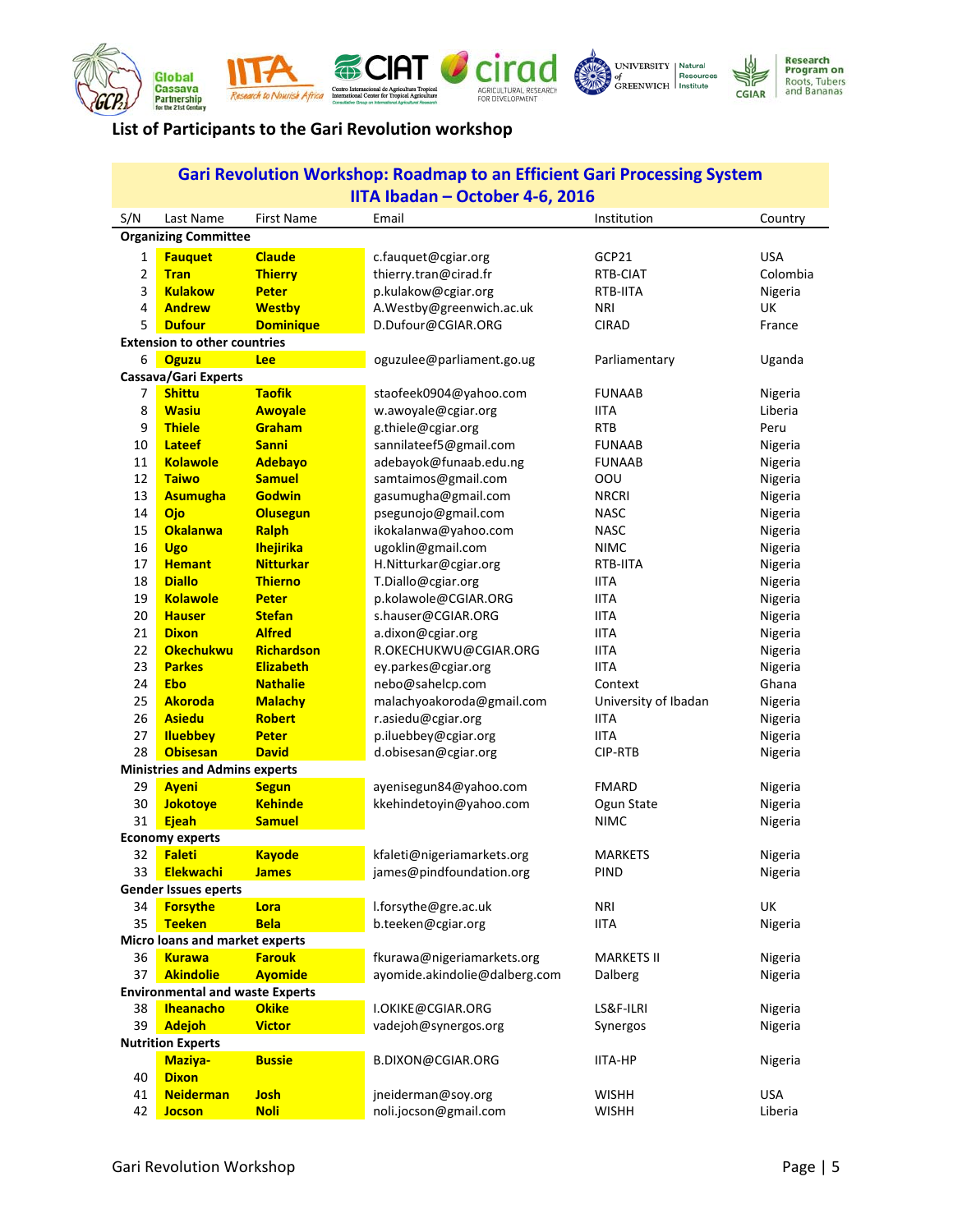## List of Participants to the Gari Revolution workshop

| Gari Revolution Workshop: Roadmap to an Efficient Gari Processing System IITA Ibadan – October 4-6, 2016 | | | | | |
|---|---|---|---|---|---|
| S/N | Last Name | First Name | Email | Institution | Country |
| **Organizing Committee** | | | | | |
| 1 | **Fauquet** | **Claude** | c.fauquet@cgiar.org | GCP21 | USA |
| 2 | **Tran** | **Thierry** | thierry.tran@cirad.fr | RTB-CIAT | Colombia |
| 3 | **Kulakow** | **Peter** | p.kulakow@cgiar.org | RTB-IITA | Nigeria |
| 4 | **Andrew** | **Westby** | A.Westby@greenwich.ac.uk | NRI | UK |
| 5 | **Dufour** | **Dominique** | D.Dufour@CGIAR.ORG | CIRAD | France |
| **Extension to other countries** | | | | | |
| 6 | **Oguzu** | **Lee** | oguzulee@parliament.go.ug | Parliamentary | Uganda |
| **Cassava/Gari Experts** | | | | | |
| 7 | **Shittu** | **Taofik** | staofeek0904@yahoo.com | FUNAAB | Nigeria |
| 8 | **Wasiu** | **Awoyale** | w.awoyale@cgiar.org | IITA | Liberia |
| 9 | **Thiele** | **Graham** | g.thiele@cgiar.org | RTB | Peru |
| 10 | **Lateef** | **Sanni** | sannilateef5@gmail.com | FUNAAB | Nigeria |
| 11 | **Kolawole** | **Adebayo** | adebayok@funaab.edu.ng | FUNAAB | Nigeria |
| 12 | **Taiwo** | **Samuel** | samtaimos@gmail.com | OOU | Nigeria |
| 13 | **Asumugha** | **Godwin** | gasumugha@gmail.com | NRCRI | Nigeria |
| 14 | **Ojo** | **Olusegun** | psegunojo@gmail.com | NASC | Nigeria |
| 15 | **Okalanwa** | **Ralph** | ikokalanwa@yahoo.com | NASC | Nigeria |
| 16 | **Ugo** | **Ihejirika** | ugoklin@gmail.com | NIMC | Nigeria |
| 17 | **Hemant** | **Nitturkar** | H.Nitturkar@cgiar.org | RTB-IITA | Nigeria |
| 18 | **Diallo** | **Thierno** | T.Diallo@cgiar.org | IITA | Nigeria |
| 19 | **Kolawole** | **Peter** | p.kolawole@CGIAR.ORG | IITA | Nigeria |
| 20 | **Hauser** | **Stefan** | s.hauser@CGIAR.ORG | IITA | Nigeria |
| 21 | **Dixon** | **Alfred** | a.dixon@cgiar.org | IITA | Nigeria |
| 22 | **Okechukwu** | **Richardson** | R.OKECHUKWU@CGIAR.ORG | IITA | Nigeria |
| 23 | **Parkes** | **Elizabeth** | ey.parkes@cgiar.org | IITA | Nigeria |
| 24 | **Ebo** | **Nathalie** | nebo@sahelcp.com | Context | Ghana |
| 25 | **Akoroda** | **Malachy** | malachyoakoroda@gmail.com | University of Ibadan | Nigeria |
| 26 | **Asiedu** | **Robert** | r.asiedu@cgiar.org | IITA | Nigeria |
| 27 | **Iluebbey** | **Peter** | p.iluebbey@cgiar.org | IITA | Nigeria |
| 28 | **Obisesan** | **David** | d.obisesan@cgiar.org | CIP-RTB | Nigeria |
| **Ministries and Admins experts** | | | | | |
| 29 | **Ayeni** | **Segun** | ayenisegun84@yahoo.com | FMARD | Nigeria |
| 30 | **Jokotoye** | **Kehinde** | kkehindetoyin@yahoo.com | Ogun State | Nigeria |
| 31 | **Ejeah** | **Samuel** | | NIMC | Nigeria |
| **Economy experts** | | | | | |
| 32 | **Faleti** | **Kayode** | kfaleti@nigeriamarkets.org | MARKETS | Nigeria |
| 33 | **Elekwachi** | **James** | james@pindfoundation.org | PIND | Nigeria |
| **Gender Issues eperts** | | | | | |
| 34 | **Forsythe** | **Lora** | l.forsythe@gre.ac.uk | NRI | UK |
| 35 | **Teeken** | **Bela** | b.teeken@cgiar.org | IITA | Nigeria |
| **Micro loans and market experts** | | | | | |
| 36 | **Kurawa** | **Farouk** | fkurawa@nigeriamarkets.org | MARKETS II | Nigeria |
| 37 | **Akindolie** | **Ayomide** | ayomide.akindolie@dalberg.com | Dalberg | Nigeria |
| **Environmental and waste Experts** | | | | | |
| 38 | **Iheanacho** | **Okike** | I.OKIKE@CGIAR.ORG | LS&F-ILRI | Nigeria |
| 39 | **Adejoh** | **Victor** | vadejoh@synergos.org | Synergos | Nigeria |
| **Nutrition Experts** | | | | | |
| 40 | **Maziya-Dixon** | **Bussie** | B.DIXON@CGIAR.ORG | IITA-HP | Nigeria |
| 41 | **Neiderman** | **Josh** | jneiderman@soy.org | WISHH | USA |
| 42 | **Jocson** | **Noli** | noli.jocson@gmail.com | WISHH | Liberia |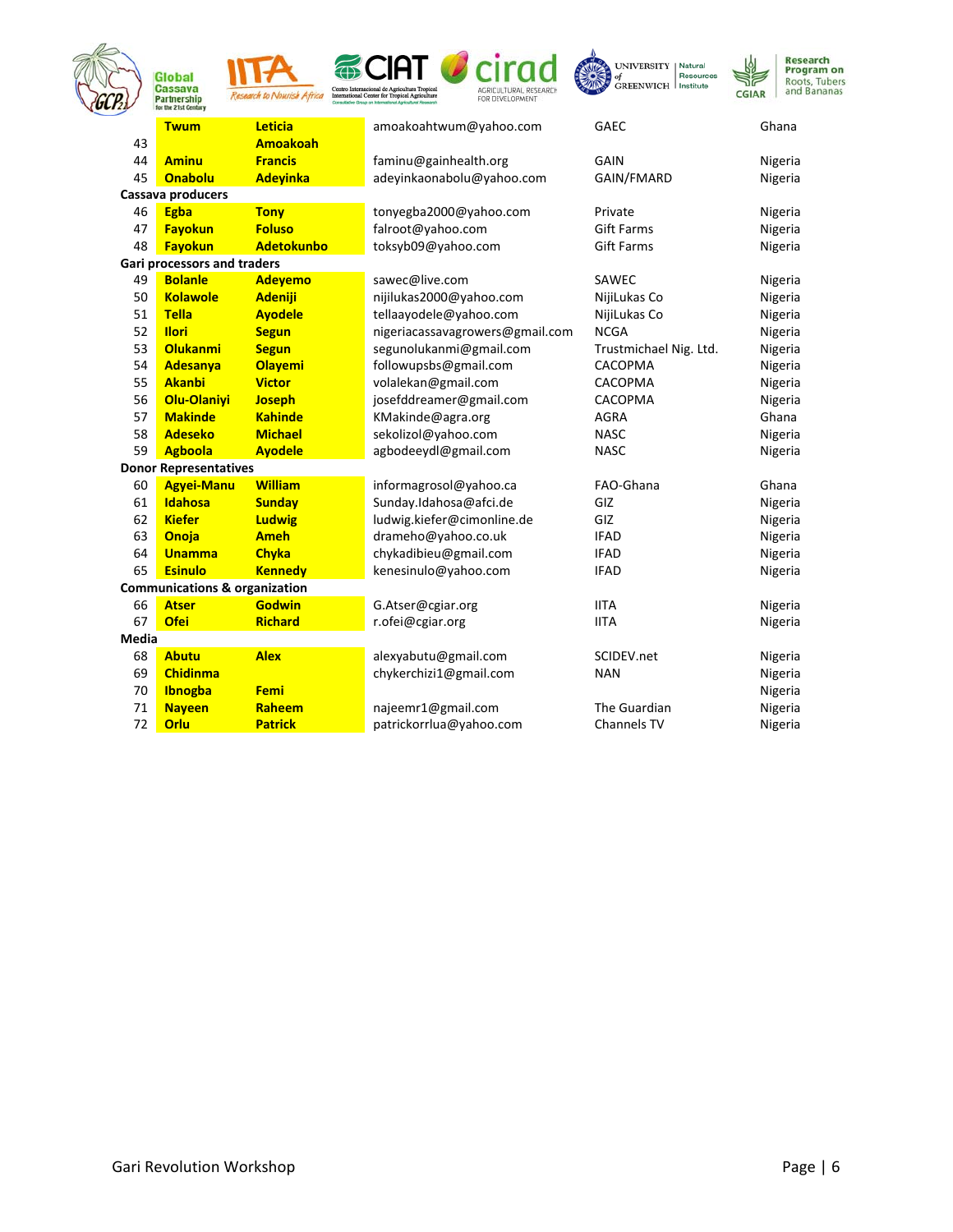| | | | | | |
|---|---|---|---|---|---|
| 43 | Twum | Leticia Amoakoah | amoakoahtwum@yahoo.com | GAEC | Ghana |
| 44 | Aminu | Francis | faminu@gainhealth.org | GAIN | Nigeria |
| 45 | Onabolu | Adeyinka | adeyinkaonabolu@yahoo.com | GAIN/FMARD | Nigeria |
| **Cassava producers** | | | | | |
| 46 | Egba | Tony | tonyegba2000@yahoo.com | Private | Nigeria |
| 47 | Fayokun | Foluso | falroot@yahoo.com | Gift Farms | Nigeria |
| 48 | Fayokun | Adetokunbo | toksyb09@yahoo.com | Gift Farms | Nigeria |
| **Gari processors and traders** | | | | | |
| 49 | Bolanle | Adeyemo | sawec@live.com | SAWEC | Nigeria |
| 50 | Kolawole | Adeniji | nijilukas2000@yahoo.com | NijiLukas Co | Nigeria |
| 51 | Tella | Ayodele | tellaayodele@yahoo.com | NijiLukas Co | Nigeria |
| 52 | Ilori | Segun | nigeriacassavagrowers@gmail.com | NCGA | Nigeria |
| 53 | Olukanmi | Segun | segunolukanmi@gmail.com | Trustmichael Nig. Ltd. | Nigeria |
| 54 | Adesanya | Olayemi | followupsbs@gmail.com | CACOPMA | Nigeria |
| 55 | Akanbi | Victor | volalekan@gmail.com | CACOPMA | Nigeria |
| 56 | Olu-Olaniyi | Joseph | josefddreamer@gmail.com | CACOPMA | Nigeria |
| 57 | Makinde | Kahinde | KMakinde@agra.org | AGRA | Ghana |
| 58 | Adeseko | Michael | sekolizol@yahoo.com | NASC | Nigeria |
| 59 | Agboola | Ayodele | agbodeeydl@gmail.com | NASC | Nigeria |
| **Donor Representatives** | | | | | |
| 60 | Agyei-Manu | William | informagrosol@yahoo.ca | FAO-Ghana | Ghana |
| 61 | Idahosa | Sunday | Sunday.Idahosa@afci.de | GIZ | Nigeria |
| 62 | Kiefer | Ludwig | ludwig.kiefer@cimonline.de | GIZ | Nigeria |
| 63 | Onoja | Ameh | drameho@yahoo.co.uk | IFAD | Nigeria |
| 64 | Unamma | Chyka | chykadibieu@gmail.com | IFAD | Nigeria |
| 65 | Esinulo | Kennedy | kenesinulo@yahoo.com | IFAD | Nigeria |
| **Communications & organization** | | | | | |
| 66 | Atser | Godwin | G.Atser@cgiar.org | IITA | Nigeria |
| 67 | Ofei | Richard | r.ofei@cgiar.org | IITA | Nigeria |
| **Media** | | | | | |
| 68 | Abutu | Alex | alexyabutu@gmail.com | SCIDEV.net | Nigeria |
| 69 | Chidinma | | chykerchizi1@gmail.com | NAN | Nigeria |
| 70 | Ibnogba | Femi | | | Nigeria |
| 71 | Nayeen | Raheem | najeemr1@gmail.com | The Guardian | Nigeria |
| 72 | Orlu | Patrick | patrickorrlua@yahoo.com | Channels TV | Nigeria |